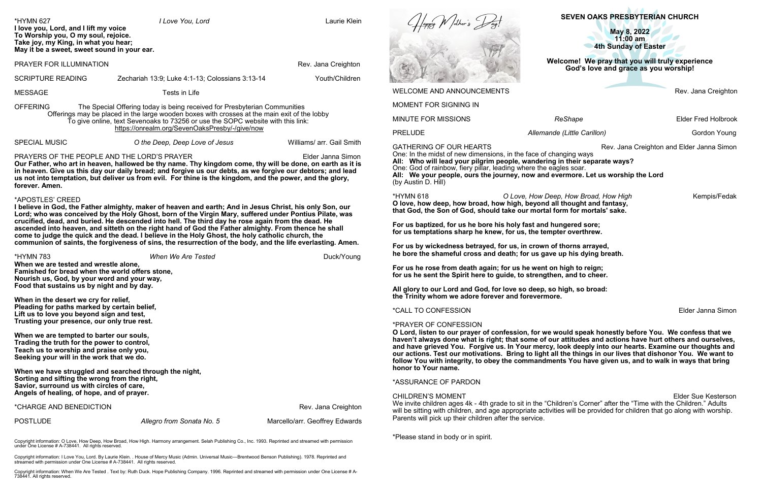*HYMN 627 — *I Love You, Lord* — Laurie Klein

**I love you, Lord, and I lift my voice**
**To Worship you, O my soul, rejoice.**
**Take joy, my King, in what you hear;**
**May it be a sweet, sweet sound in your ear.**

PRAYER FOR ILLUMINATION — Rev. Jana Creighton

SCRIPTURE READING — Zechariah 13:9; Luke 4:1-13; Colossians 3:13-14 — Youth/Children

MESSAGE — Tests in Life

OFFERING — The Special Offering today is being received for Presbyterian Communities
Offerings may be placed in the large wooden boxes with crosses at the main exit of the lobby
To give online, text Sevenoaks to 73256 or use the SOPC website with this link:
https://onrealm.org/SevenOaksPresby/-/give/now

SPECIAL MUSIC — *O the Deep, Deep Love of Jesus* — Williams/ arr. Gail Smith

PRAYERS OF THE PEOPLE AND THE LORD'S PRAYER — Elder Janna Simon

**Our Father, who art in heaven, hallowed be thy name. Thy kingdom come, thy will be done, on earth as it is in heaven. Give us this day our daily bread; and forgive us our debts, as we forgive our debtors; and lead us not into temptation, but deliver us from evil. For thine is the kingdom, and the power, and the glory, forever. Amen.**

*APOSTLES' CREED

**I believe in God, the Father almighty, maker of heaven and earth; And in Jesus Christ, his only Son, our Lord; who was conceived by the Holy Ghost, born of the Virgin Mary, suffered under Pontius Pilate, was crucified, dead, and buried. He descended into hell. The third day he rose again from the dead. He ascended into heaven, and sitteth on the right hand of God the Father almighty. From thence he shall come to judge the quick and the dead. I believe in the Holy Ghost, the holy catholic church, the communion of saints, the forgiveness of sins, the resurrection of the body, and the life everlasting. Amen.**

*HYMN 783 — *When We Are Tested* — Duck/Young

**When we are tested and wrestle alone,**
**Famished for bread when the world offers stone,**
**Nourish us, God, by your word and your way,**
**Food that sustains us by night and by day.**

**When in the desert we cry for relief,**
**Pleading for paths marked by certain belief,**
**Lift us to love you beyond sign and test,**
**Trusting your presence, our only true rest.**

**When we are tempted to barter our souls,**
**Trading the truth for the power to control,**
**Teach us to worship and praise only you,**
**Seeking your will in the work that we do.**

**When we have struggled and searched through the night,**
**Sorting and sifting the wrong from the right,**
**Savior, surround us with circles of care,**
**Angels of healing, of hope, and of prayer.**

*CHARGE AND BENEDICTION — Rev. Jana Creighton

POSTLUDE — *Allegro from Sonata No. 5* — Marcello/arr. Geoffrey Edwards

Copyright information: O Love, How Deep, How Broad, How High. Harmony arrangement. Selah Publishing Co., Inc. 1993. Reprinted and streamed with permission under One License # A-738441. All rights reserved.

Copyright information: I Love You, Lord. By Laurie Klein. . House of Mercy Music (Admin. Universal Music—Brentwood Benson Publishing). 1978. Reprinted and streamed with permission under One License # A-738441. All rights reserved.

Copyright information: When We Are Tested . Text by: Ruth Duck. Hope Publishing Company. 1996. Reprinted and streamed with permission under One License # A-738441. All rights reserved.

*Happy Mother's Day!*

## SEVEN OAKS PRESBYTERIAN CHURCH

**May 8, 2022**
**11:00 am**
**4th Sunday of Easter**

**Welcome! We pray that you will truly experience God's love and grace as you worship!**

WELCOME AND ANNOUNCEMENTS — Rev. Jana Creighton

MOMENT FOR SIGNING IN

MINUTE FOR MISSIONS — *ReShape* — Elder Fred Holbrook

PRELUDE — *Allemande (Little Carillon)* — Gordon Young

GATHERING OF OUR HEARTS — Rev. Jana Creighton and Elder Janna Simon

One: In the midst of new dimensions, in the face of changing ways
**All: Who will lead your pilgrim people, wandering in their separate ways?**
One: God of rainbow, fiery pillar, leading where the eagles soar.
**All: We your people, ours the journey, now and evermore. Let us worship the Lord**
(by Austin D. Hill)

*HYMN 618 — *O Love, How Deep, How Broad, How High* — Kempis/Fedak

**O love, how deep, how broad, how high, beyond all thought and fantasy,**
**that God, the Son of God, should take our mortal form for mortals' sake.**

**For us baptized, for us he bore his holy fast and hungered sore;**
**for us temptations sharp he knew, for us, the tempter overthrew.**

**For us by wickedness betrayed, for us, in crown of thorns arrayed,**
**he bore the shameful cross and death; for us gave up his dying breath.**

**For us he rose from death again; for us he went on high to reign;**
**for us he sent the Spirit here to guide, to strengthen, and to cheer.**

**All glory to our Lord and God, for love so deep, so high, so broad:**
**the Trinity whom we adore forever and forevermore.**

*CALL TO CONFESSION — Elder Janna Simon

*PRAYER OF CONFESSION

**O Lord, listen to our prayer of confession, for we would speak honestly before You. We confess that we haven't always done what is right; that some of our attitudes and actions have hurt others and ourselves, and have grieved You. Forgive us. In Your mercy, look deeply into our hearts. Examine our thoughts and our actions. Test our motivations. Bring to light all the things in our lives that dishonor You. We want to follow You with integrity, to obey the commandments You have given us, and to walk in ways that bring honor to Your name.**

*ASSURANCE OF PARDON

CHILDREN'S MOMENT — Elder Sue Kesterson

We invite children ages 4k - 4th grade to sit in the "Children's Corner" after the "Time with the Children." Adults will be sitting with children, and age appropriate activities will be provided for children that go along with worship. Parents will pick up their children after the service.

*Please stand in body or in spirit.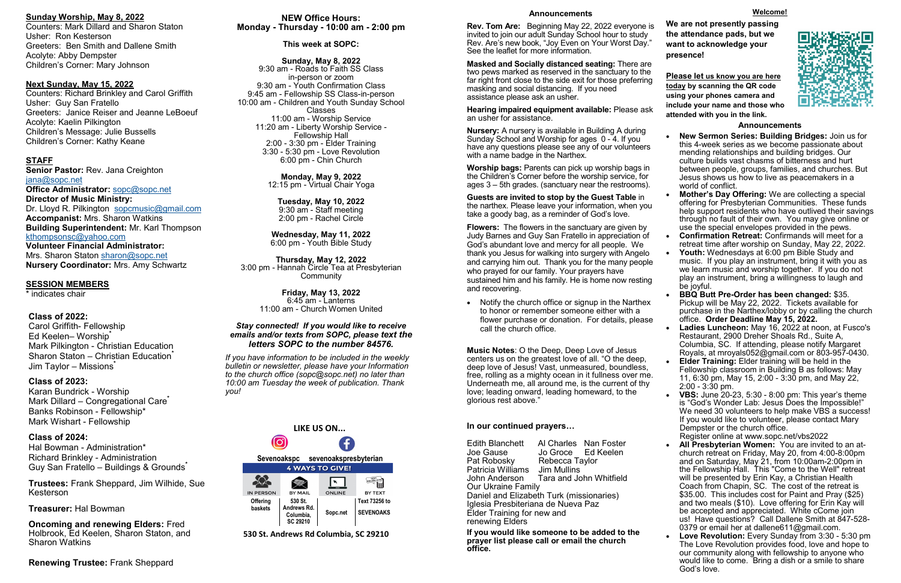## Sunday Worship, May 8, 2022

Counters: Mark Dillard and Sharon Staton
Usher: Ron Kesterson
Greeters: Ben Smith and Dallene Smith
Acolyte: Abby Dempster
Children's Corner: Mary Johnson

## Next Sunday, May 15, 2022

Counters: Richard Brinkley and Carol Griffith
Usher: Guy San Fratello
Greeters: Janice Reiser and Jeanne LeBoeuf
Acolyte: Kaelin Pilkington
Children's Message: Julie Bussells
Children's Corner: Kathy Keane

## STAFF

**Senior Pastor:** Rev. Jana Creighton
jana@sopc.net
**Office Administrator:** sopc@sopc.net
**Director of Music Ministry:**
Dr. Lloyd R. Pilkington sopcmusic@gmail.com
**Accompanist:** Mrs. Sharon Watkins
**Building Superintendent:** Mr. Karl Thompson
kthompsonsc@yahoo.com
**Volunteer Financial Administrator:**
Mrs. Sharon Staton sharon@sopc.net
**Nursery Coordinator:** Mrs. Amy Schwartz

## SESSION MEMBERS

* indicates chair

**Class of 2022:**
Carol Griffith- Fellowship
Ed Keelen– Worship*
Mark Pilkington - Christian Education
Sharon Staton – Christian Education*
Jim Taylor – Missions*

**Class of 2023:**
Karan Bundrick - Worship
Mark Dillard – Congregational Care*
Banks Robinson - Fellowship*
Mark Wishart - Fellowship

**Class of 2024:**
Hal Bowman - Administration*
Richard Brinkley - Administration
Guy San Fratello – Buildings & Grounds*

**Trustees:** Frank Sheppard, Jim Wilhide, Sue Kesterson

**Treasurer:** Hal Bowman

**Oncoming and renewing Elders:** Fred Holbrook, Ed Keelen, Sharon Staton, and Sharon Watkins

**Renewing Trustee:** Frank Sheppard

## NEW Office Hours:
## Monday - Thursday - 10:00 am - 2:00 pm

**This week at SOPC:**

**Sunday, May 8, 2022**
9:30 am - Roads to Faith SS Class in-person or zoom
9:30 am - Youth Confirmation Class
9:45 am - Fellowship SS Class-in-person
10:00 am - Children and Youth Sunday School Classes
11:00 am - Worship Service
11:20 am - Liberty Worship Service - Fellowship Hall
2:00 - 3:30 pm - Elder Training
3:30 - 5:30 pm - Love Revolution
6:00 pm - Chin Church

**Monday, May 9, 2022**
12:15 pm - Virtual Chair Yoga

**Tuesday, May 10, 2022**
9:30 am - Staff meeting
2:00 pm - Rachel Circle

**Wednesday, May 11, 2022**
6:00 pm - Youth Bible Study

**Thursday, May 12, 2022**
3:00 pm - Hannah Circle Tea at Presbyterian Community

**Friday, May 13, 2022**
6:45 am - Lanterns
11:00 am - Church Women United

***Stay connected! If you would like to receive emails and/or texts from SOPC, please text the letters SOPC to the number 84576.***

*If you have information to be included in the weekly bulletin or newsletter, please have your Information to the church office (sopc@sopc.net) no later than 10:00 am Tuesday the week of publication. Thank you!*

**LIKE US ON...**

Sevenoakspc sevenoakspresbyterian

**4 WAYS TO GIVE!**

| IN PERSON | BY MAIL | ONLINE | BY TEXT |
|---|---|---|---|
| Offering baskets | 530 St. Andrews Rd. Columbia, SC 29210 | Sopc.net | Text 73256 to SEVENOAKS |

**530 St. Andrews Rd Columbia, SC 29210**

## Announcements

**Rev. Tom Are:** Beginning May 22, 2022 everyone is invited to join our adult Sunday School hour to study Rev. Are's new book, "Joy Even on Your Worst Day." See the leaflet for more information.

**Masked and Socially distanced seating:** There are two pews marked as reserved in the sanctuary to the far right front close to the side exit for those preferring masking and social distancing. If you need assistance please ask an usher.

**Hearing impaired equipment available:** Please ask an usher for assistance.

**Nursery:** A nursery is available in Building A during Sunday School and Worship for ages 0 - 4. If you have any questions please see any of our volunteers with a name badge in the Narthex.

**Worship bags:** Parents can pick up worship bags in the Children's Corner before the worship service, for ages 3 – 5th grades. (sanctuary near the restrooms).

**Guests are invited to stop by the Guest Table** in the narthex. Please leave your information, when you take a goody bag, as a reminder of God's love.

**Flowers:** The flowers in the sanctuary are given by Judy Barnes and Guy San Fratello in appreciation of God's abundant love and mercy for all people. We thank you Jesus for walking into surgery with Angelo and carrying him out. Thank you for the many people who prayed for our family. Your prayers have sustained him and his family. He is home now resting and recovering.

- Notify the church office or signup in the Narthex to honor or remember someone either with a flower purchase or donation. For details, please call the church office.

**Music Notes**: O the Deep, Deep Love of Jesus centers us on the greatest love of all. "O the deep, deep love of Jesus! Vast, unmeasured, boundless, free, rolling as a mighty ocean in it fullness over me. Underneath me, all around me, is the current of thy love; leading onward, leading homeward, to the glorious rest above."

**In our continued prayers…**

Edith Blanchett — Al Charles — Nan Foster
Joe Gause — Jo Groce — Ed Keelen
Pat Robosky — Rebecca Taylor
Patricia Williams — Jim Mullins
John Anderson — Tara and John Whitfield
Our Ukraine Family
Daniel and Elizabeth Turk (missionaries)
Iglesia Presbiteriana de Nueva Paz
Elder Training for new and renewing Elders

**If you would like someone to be added to the prayer list please call or email the church office.**

## Welcome!

**We are not presently passing the attendance pads, but we want to acknowledge your presence!**

**Please let us know you are here today by scanning the QR code using your phones camera and include your name and those who attended with you in the link.**

## Announcements

- **New Sermon Series: Building Bridges:** Join us for this 4-week series as we become passionate about mending relationships and building bridges. Our culture builds vast chasms of bitterness and hurt between people, groups, families, and churches. But Jesus shows us how to live as peacemakers in a world of conflict.
- **Mother's Day Offering:** We are collecting a special offering for Presbyterian Communities. These funds help support residents who have outlived their savings through no fault of their own. You may give online or use the special envelopes provided in the pews.
- **Confirmation Retreat:** Confirmands will meet for a retreat time after worship on Sunday, May 22, 2022.
- **Youth:** Wednesdays at 6:00 pm Bible Study and music. If you play an instrument, bring it with you as we learn music and worship together. If you do not play an instrument, bring a willingness to laugh and be joyful.
- **BBQ Butt Pre-Order has been changed:** $35. Pickup will be May 22, 2022. Tickets available for purchase in the Narthex/lobby or by calling the church office. **Order Deadline May 15, 2022.**
- **Ladies Luncheon:** May 16, 2022 at noon, at Fusco's Restaurant, 2900 Dreher Shoals Rd., Suite A, Columbia, SC. If attending, please notify Margaret Royals, at mroyals052@gmail.com or 803-957-0430.
- **Elder Training:** Elder training will be held in the Fellowship classroom in Building B as follows: May 11, 6:30 pm, May 15, 2:00 - 3:30 pm, and May 22, 2:00 - 3:30 pm.
- **VBS:** June 20-23, 5:30 - 8:00 pm: This year's theme is "God's Wonder Lab: Jesus Does the Impossible!" We need 30 volunteers to help make VBS a success! If you would like to volunteer, please contact Mary Dempster or the church office.
  Register online at www.sopc.net/vbs2022
- **All Presbyterian Women:** You are invited to an at-church retreat on Friday, May 20, from 4:00-8:00pm and on Saturday, May 21, from 10:00am-2:00pm in the Fellowship Hall. This "Come to the Well" retreat will be presented by Erin Kay, a Christian Health Coach from Chapin, SC. The cost of the retreat is $35.00. This includes cost for Paint and Pray ($25) and two meals ($10). Love offering for Erin Kay will be accepted and appreciated. White cCome join us! Have questions? Call Dallene Smith at 847-528-0379 or email her at dallene611@gmail.com.
- **Love Revolution:** Every Sunday from 3:30 - 5:30 pm The Love Revolution provides food, love and hope to our community along with fellowship to anyone who would like to come. Bring a dish or a smile to share God's love.